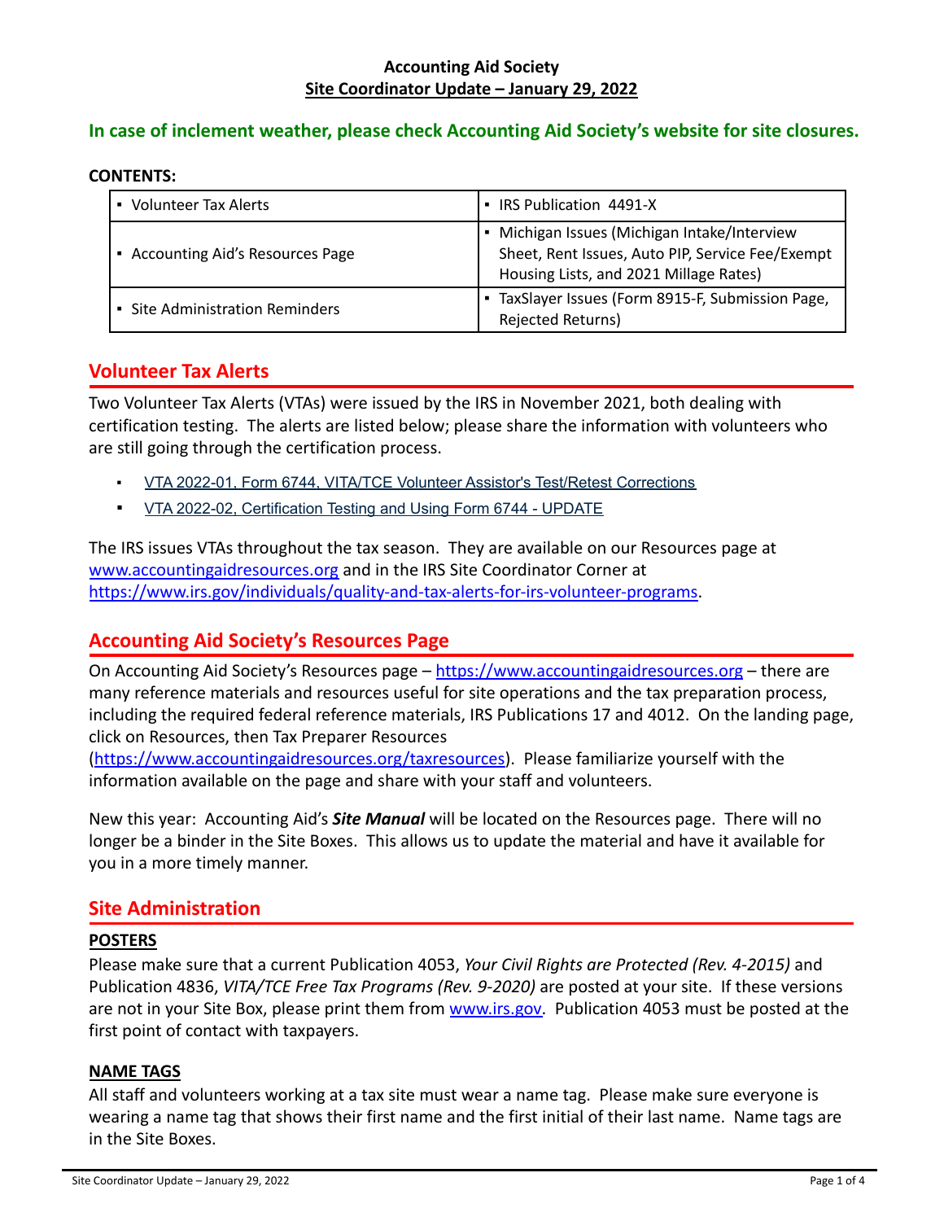**Accounting Aid Society**

**Site Coordinator Update – January 29, 2022**

**In case of inclement weather, please check Accounting Aid Society's website for site closures.**

**CONTENTS:**

| | |
|---|---|
| ▪ Volunteer Tax Alerts | ▪ IRS Publication 4491-X |
| ▪ Accounting Aid's Resources Page | ▪ Michigan Issues (Michigan Intake/Interview Sheet, Rent Issues, Auto PIP, Service Fee/Exempt Housing Lists, and 2021 Millage Rates) |
| ▪ Site Administration Reminders | ▪ TaxSlayer Issues (Form 8915-F, Submission Page, Rejected Returns) |

## Volunteer Tax Alerts

Two Volunteer Tax Alerts (VTAs) were issued by the IRS in November 2021, both dealing with certification testing. The alerts are listed below; please share the information with volunteers who are still going through the certification process.

- VTA 2022-01, Form 6744, VITA/TCE Volunteer Assistor's Test/Retest Corrections
- VTA 2022-02, Certification Testing and Using Form 6744 - UPDATE

The IRS issues VTAs throughout the tax season. They are available on our Resources page at www.accountingaidresources.org and in the IRS Site Coordinator Corner at https://www.irs.gov/individuals/quality-and-tax-alerts-for-irs-volunteer-programs.

## Accounting Aid Society's Resources Page

On Accounting Aid Society's Resources page – https://www.accountingaidresources.org – there are many reference materials and resources useful for site operations and the tax preparation process, including the required federal reference materials, IRS Publications 17 and 4012. On the landing page, click on Resources, then Tax Preparer Resources (https://www.accountingaidresources.org/taxresources). Please familiarize yourself with the information available on the page and share with your staff and volunteers.

New this year: Accounting Aid's ***Site Manual*** will be located on the Resources page. There will no longer be a binder in the Site Boxes. This allows us to update the material and have it available for you in a more timely manner.

## Site Administration

### POSTERS

Please make sure that a current Publication 4053, *Your Civil Rights are Protected (Rev. 4-2015)* and Publication 4836, *VITA/TCE Free Tax Programs (Rev. 9-2020)* are posted at your site. If these versions are not in your Site Box, please print them from www.irs.gov. Publication 4053 must be posted at the first point of contact with taxpayers.

### NAME TAGS

All staff and volunteers working at a tax site must wear a name tag. Please make sure everyone is wearing a name tag that shows their first name and the first initial of their last name. Name tags are in the Site Boxes.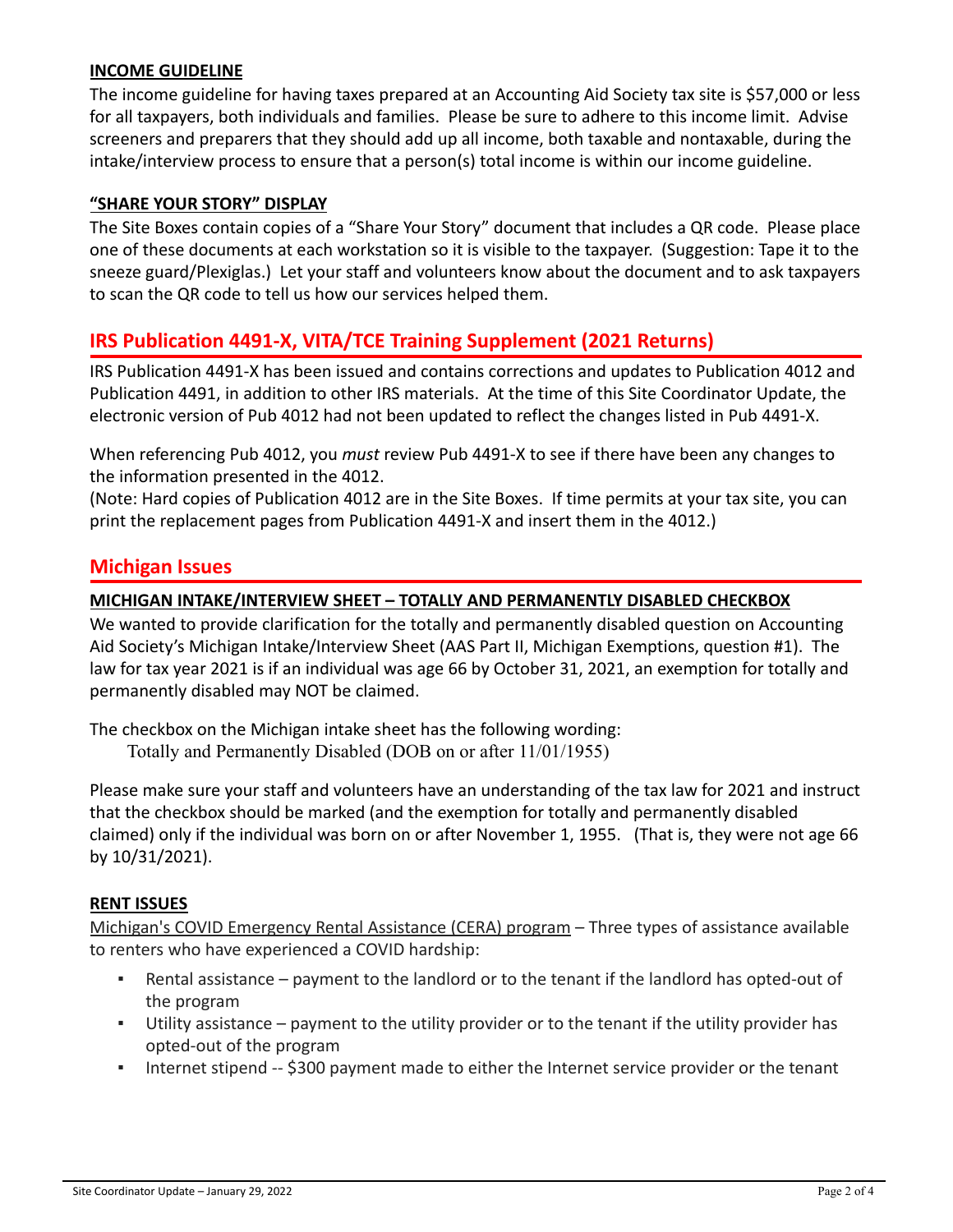#### INCOME GUIDELINE

The income guideline for having taxes prepared at an Accounting Aid Society tax site is $57,000 or less for all taxpayers, both individuals and families. Please be sure to adhere to this income limit. Advise screeners and preparers that they should add up all income, both taxable and nontaxable, during the intake/interview process to ensure that a person(s) total income is within our income guideline.

#### "SHARE YOUR STORY" DISPLAY

The Site Boxes contain copies of a "Share Your Story" document that includes a QR code. Please place one of these documents at each workstation so it is visible to the taxpayer. (Suggestion: Tape it to the sneeze guard/Plexiglas.) Let your staff and volunteers know about the document and to ask taxpayers to scan the QR code to tell us how our services helped them.

## IRS Publication 4491-X, VITA/TCE Training Supplement (2021 Returns)

IRS Publication 4491-X has been issued and contains corrections and updates to Publication 4012 and Publication 4491, in addition to other IRS materials. At the time of this Site Coordinator Update, the electronic version of Pub 4012 had not been updated to reflect the changes listed in Pub 4491-X.

When referencing Pub 4012, you *must* review Pub 4491-X to see if there have been any changes to the information presented in the 4012.
(Note: Hard copies of Publication 4012 are in the Site Boxes. If time permits at your tax site, you can print the replacement pages from Publication 4491-X and insert them in the 4012.)

## Michigan Issues

#### MICHIGAN INTAKE/INTERVIEW SHEET – TOTALLY AND PERMANENTLY DISABLED CHECKBOX

We wanted to provide clarification for the totally and permanently disabled question on Accounting Aid Society's Michigan Intake/Interview Sheet (AAS Part II, Michigan Exemptions, question #1). The law for tax year 2021 is if an individual was age 66 by October 31, 2021, an exemption for totally and permanently disabled may NOT be claimed.

The checkbox on the Michigan intake sheet has the following wording:

> Totally and Permanently Disabled (DOB on or after 11/01/1955)

Please make sure your staff and volunteers have an understanding of the tax law for 2021 and instruct that the checkbox should be marked (and the exemption for totally and permanently disabled claimed) only if the individual was born on or after November 1, 1955. (That is, they were not age 66 by 10/31/2021).

#### RENT ISSUES

Michigan's COVID Emergency Rental Assistance (CERA) program – Three types of assistance available to renters who have experienced a COVID hardship:

- Rental assistance – payment to the landlord or to the tenant if the landlord has opted-out of the program
- Utility assistance – payment to the utility provider or to the tenant if the utility provider has opted-out of the program
- Internet stipend -- $300 payment made to either the Internet service provider or the tenant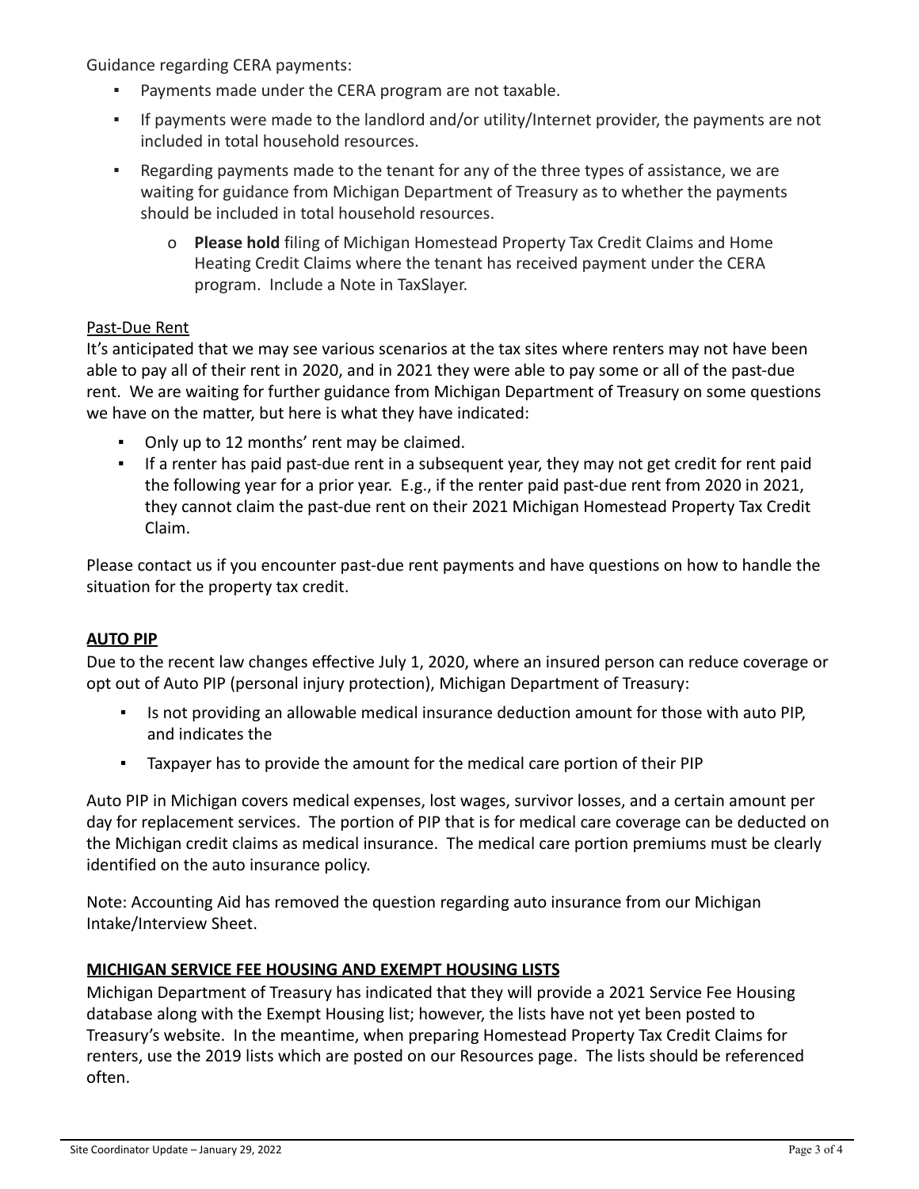Guidance regarding CERA payments:

- Payments made under the CERA program are not taxable.
- If payments were made to the landlord and/or utility/Internet provider, the payments are not included in total household resources.
- Regarding payments made to the tenant for any of the three types of assistance, we are waiting for guidance from Michigan Department of Treasury as to whether the payments should be included in total household resources.
  - **Please hold** filing of Michigan Homestead Property Tax Credit Claims and Home Heating Credit Claims where the tenant has received payment under the CERA program. Include a Note in TaxSlayer.

<u>Past-Due Rent</u>

It's anticipated that we may see various scenarios at the tax sites where renters may not have been able to pay all of their rent in 2020, and in 2021 they were able to pay some or all of the past-due rent. We are waiting for further guidance from Michigan Department of Treasury on some questions we have on the matter, but here is what they have indicated:

- Only up to 12 months' rent may be claimed.
- If a renter has paid past-due rent in a subsequent year, they may not get credit for rent paid the following year for a prior year. E.g., if the renter paid past-due rent from 2020 in 2021, they cannot claim the past-due rent on their 2021 Michigan Homestead Property Tax Credit Claim.

Please contact us if you encounter past-due rent payments and have questions on how to handle the situation for the property tax credit.

## AUTO PIP

Due to the recent law changes effective July 1, 2020, where an insured person can reduce coverage or opt out of Auto PIP (personal injury protection), Michigan Department of Treasury:

- Is not providing an allowable medical insurance deduction amount for those with auto PIP, and indicates the
- Taxpayer has to provide the amount for the medical care portion of their PIP

Auto PIP in Michigan covers medical expenses, lost wages, survivor losses, and a certain amount per day for replacement services. The portion of PIP that is for medical care coverage can be deducted on the Michigan credit claims as medical insurance. The medical care portion premiums must be clearly identified on the auto insurance policy.

Note: Accounting Aid has removed the question regarding auto insurance from our Michigan Intake/Interview Sheet.

## MICHIGAN SERVICE FEE HOUSING AND EXEMPT HOUSING LISTS

Michigan Department of Treasury has indicated that they will provide a 2021 Service Fee Housing database along with the Exempt Housing list; however, the lists have not yet been posted to Treasury's website. In the meantime, when preparing Homestead Property Tax Credit Claims for renters, use the 2019 lists which are posted on our Resources page. The lists should be referenced often.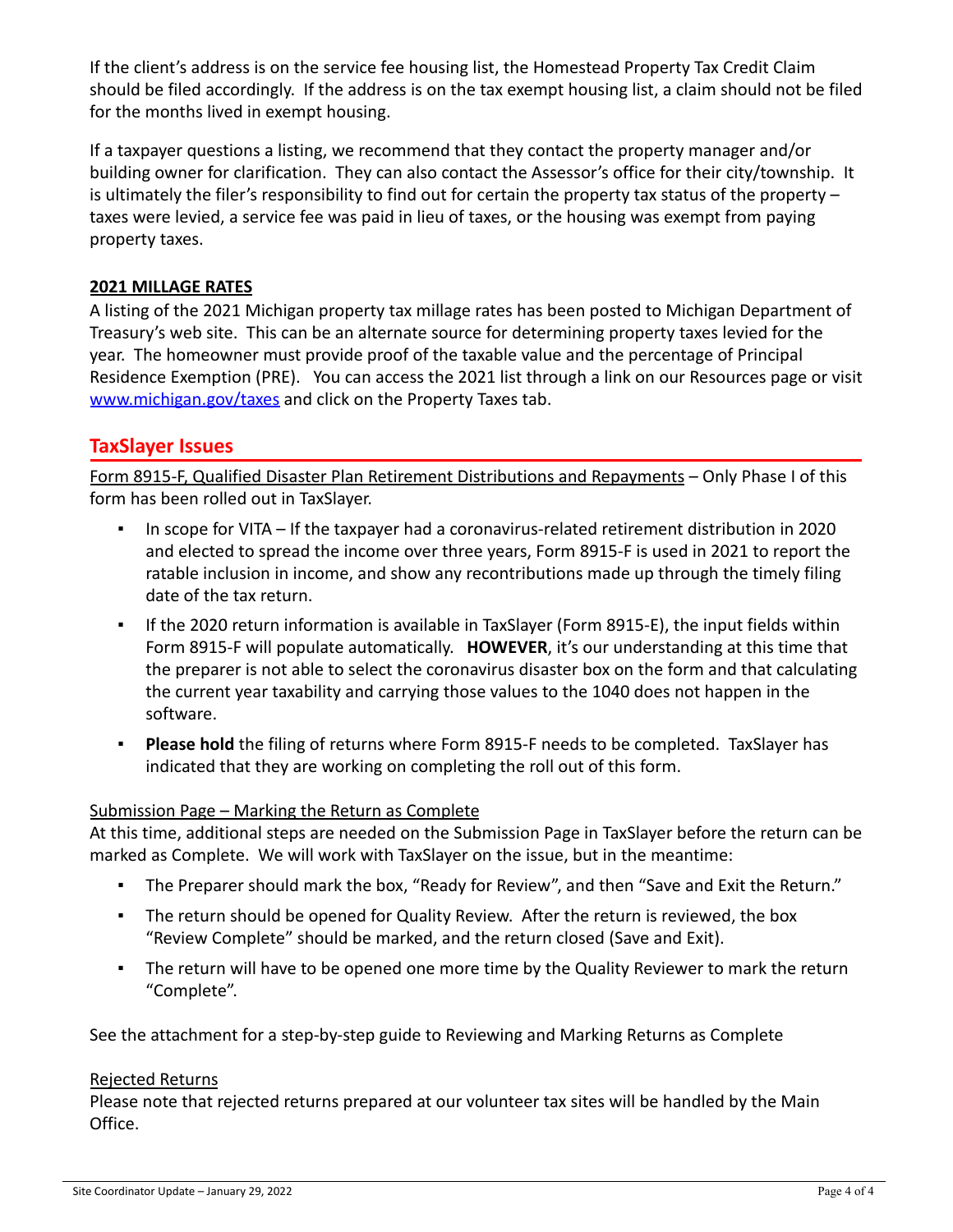If the client's address is on the service fee housing list, the Homestead Property Tax Credit Claim should be filed accordingly. If the address is on the tax exempt housing list, a claim should not be filed for the months lived in exempt housing.

If a taxpayer questions a listing, we recommend that they contact the property manager and/or building owner for clarification. They can also contact the Assessor's office for their city/township. It is ultimately the filer's responsibility to find out for certain the property tax status of the property – taxes were levied, a service fee was paid in lieu of taxes, or the housing was exempt from paying property taxes.

### 2021 MILLAGE RATES

A listing of the 2021 Michigan property tax millage rates has been posted to Michigan Department of Treasury's web site. This can be an alternate source for determining property taxes levied for the year. The homeowner must provide proof of the taxable value and the percentage of Principal Residence Exemption (PRE). You can access the 2021 list through a link on our Resources page or visit [www.michigan.gov/taxes](www.michigan.gov/taxes) and click on the Property Taxes tab.

## TaxSlayer Issues

Form 8915-F, Qualified Disaster Plan Retirement Distributions and Repayments – Only Phase I of this form has been rolled out in TaxSlayer.

- In scope for VITA – If the taxpayer had a coronavirus-related retirement distribution in 2020 and elected to spread the income over three years, Form 8915-F is used in 2021 to report the ratable inclusion in income, and show any recontributions made up through the timely filing date of the tax return.
- If the 2020 return information is available in TaxSlayer (Form 8915-E), the input fields within Form 8915-F will populate automatically. **HOWEVER**, it's our understanding at this time that the preparer is not able to select the coronavirus disaster box on the form and that calculating the current year taxability and carrying those values to the 1040 does not happen in the software.
- **Please hold** the filing of returns where Form 8915-F needs to be completed. TaxSlayer has indicated that they are working on completing the roll out of this form.

Submission Page – Marking the Return as Complete

At this time, additional steps are needed on the Submission Page in TaxSlayer before the return can be marked as Complete. We will work with TaxSlayer on the issue, but in the meantime:

- The Preparer should mark the box, "Ready for Review", and then "Save and Exit the Return."
- The return should be opened for Quality Review. After the return is reviewed, the box "Review Complete" should be marked, and the return closed (Save and Exit).
- The return will have to be opened one more time by the Quality Reviewer to mark the return "Complete".

See the attachment for a step-by-step guide to Reviewing and Marking Returns as Complete

Rejected Returns

Please note that rejected returns prepared at our volunteer tax sites will be handled by the Main Office.